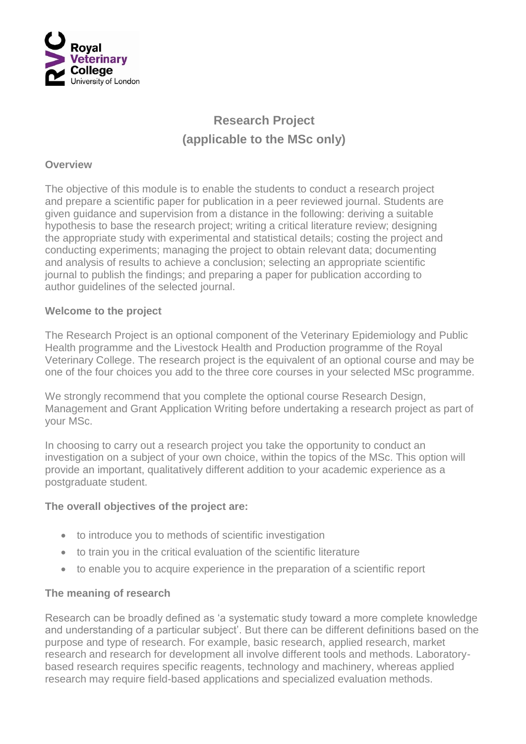# Research Project
## (applicable to the MSc only)

### Overview

The objective of this module is to enable the students to conduct a research project and prepare a scientific paper for publication in a peer reviewed journal. Students are given guidance and supervision from a distance in the following: deriving a suitable hypothesis to base the research project; writing a critical literature review; designing the appropriate study with experimental and statistical details; costing the project and conducting experiments; managing the project to obtain relevant data; documenting and analysis of results to achieve a conclusion; selecting an appropriate scientific journal to publish the findings; and preparing a paper for publication according to author guidelines of the selected journal.

### Welcome to the project

The Research Project is an optional component of the Veterinary Epidemiology and Public Health programme and the Livestock Health and Production programme of the Royal Veterinary College. The research project is the equivalent of an optional course and may be one of the four choices you add to the three core courses in your selected MSc programme.

We strongly recommend that you complete the optional course Research Design, Management and Grant Application Writing before undertaking a research project as part of your MSc.

In choosing to carry out a research project you take the opportunity to conduct an investigation on a subject of your own choice, within the topics of the MSc. This option will provide an important, qualitatively different addition to your academic experience as a postgraduate student.

### The overall objectives of the project are:

- to introduce you to methods of scientific investigation
- to train you in the critical evaluation of the scientific literature
- to enable you to acquire experience in the preparation of a scientific report

### The meaning of research

Research can be broadly defined as 'a systematic study toward a more complete knowledge and understanding of a particular subject'. But there can be different definitions based on the purpose and type of research. For example, basic research, applied research, market research and research for development all involve different tools and methods. Laboratory-based research requires specific reagents, technology and machinery, whereas applied research may require field-based applications and specialized evaluation methods.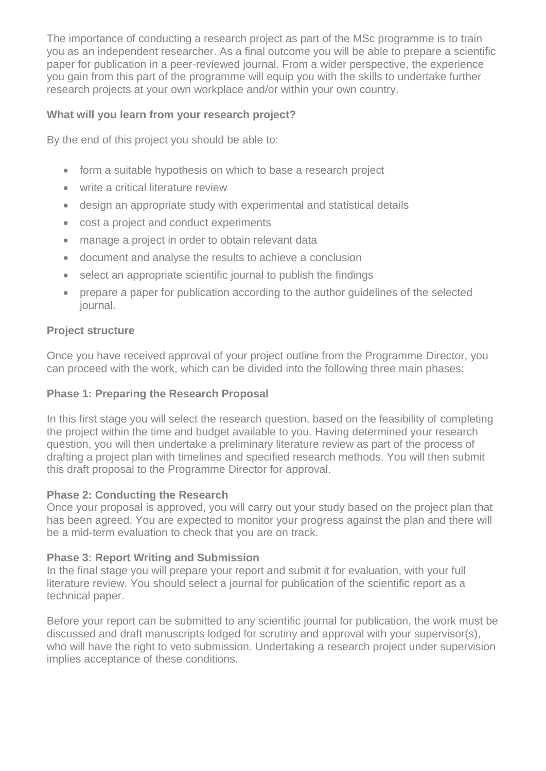The importance of conducting a research project as part of the MSc programme is to train you as an independent researcher. As a final outcome you will be able to prepare a scientific paper for publication in a peer-reviewed journal. From a wider perspective, the experience you gain from this part of the programme will equip you with the skills to undertake further research projects at your own workplace and/or within your own country.

**What will you learn from your research project?**

By the end of this project you should be able to:

- form a suitable hypothesis on which to base a research project
- write a critical literature review
- design an appropriate study with experimental and statistical details
- cost a project and conduct experiments
- manage a project in order to obtain relevant data
- document and analyse the results to achieve a conclusion
- select an appropriate scientific journal to publish the findings
- prepare a paper for publication according to the author guidelines of the selected journal.

**Project structure**

Once you have received approval of your project outline from the Programme Director, you can proceed with the work, which can be divided into the following three main phases:

**Phase 1: Preparing the Research Proposal**

In this first stage you will select the research question, based on the feasibility of completing the project within the time and budget available to you. Having determined your research question, you will then undertake a preliminary literature review as part of the process of drafting a project plan with timelines and specified research methods. You will then submit this draft proposal to the Programme Director for approval.

**Phase 2: Conducting the Research**

Once your proposal is approved, you will carry out your study based on the project plan that has been agreed. You are expected to monitor your progress against the plan and there will be a mid-term evaluation to check that you are on track.

**Phase 3: Report Writing and Submission**

In the final stage you will prepare your report and submit it for evaluation, with your full literature review. You should select a journal for publication of the scientific report as a technical paper.

Before your report can be submitted to any scientific journal for publication, the work must be discussed and draft manuscripts lodged for scrutiny and approval with your supervisor(s), who will have the right to veto submission. Undertaking a research project under supervision implies acceptance of these conditions.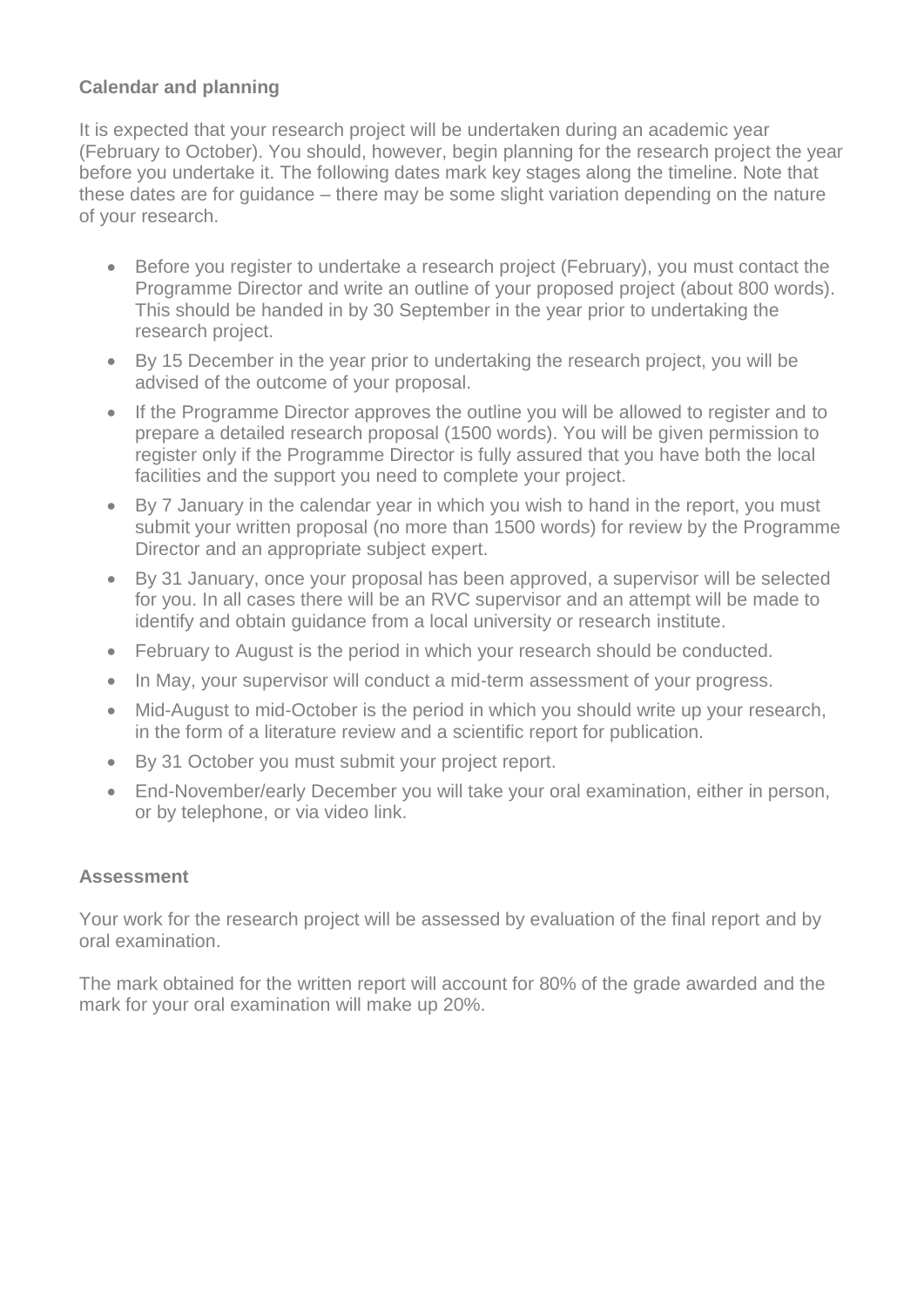**Calendar and planning**

It is expected that your research project will be undertaken during an academic year (February to October). You should, however, begin planning for the research project the year before you undertake it. The following dates mark key stages along the timeline. Note that these dates are for guidance – there may be some slight variation depending on the nature of your research.

- Before you register to undertake a research project (February), you must contact the Programme Director and write an outline of your proposed project (about 800 words). This should be handed in by 30 September in the year prior to undertaking the research project.
- By 15 December in the year prior to undertaking the research project, you will be advised of the outcome of your proposal.
- If the Programme Director approves the outline you will be allowed to register and to prepare a detailed research proposal (1500 words). You will be given permission to register only if the Programme Director is fully assured that you have both the local facilities and the support you need to complete your project.
- By 7 January in the calendar year in which you wish to hand in the report, you must submit your written proposal (no more than 1500 words) for review by the Programme Director and an appropriate subject expert.
- By 31 January, once your proposal has been approved, a supervisor will be selected for you. In all cases there will be an RVC supervisor and an attempt will be made to identify and obtain guidance from a local university or research institute.
- February to August is the period in which your research should be conducted.
- In May, your supervisor will conduct a mid-term assessment of your progress.
- Mid-August to mid-October is the period in which you should write up your research, in the form of a literature review and a scientific report for publication.
- By 31 October you must submit your project report.
- End-November/early December you will take your oral examination, either in person, or by telephone, or via video link.

**Assessment**

Your work for the research project will be assessed by evaluation of the final report and by oral examination.

The mark obtained for the written report will account for 80% of the grade awarded and the mark for your oral examination will make up 20%.